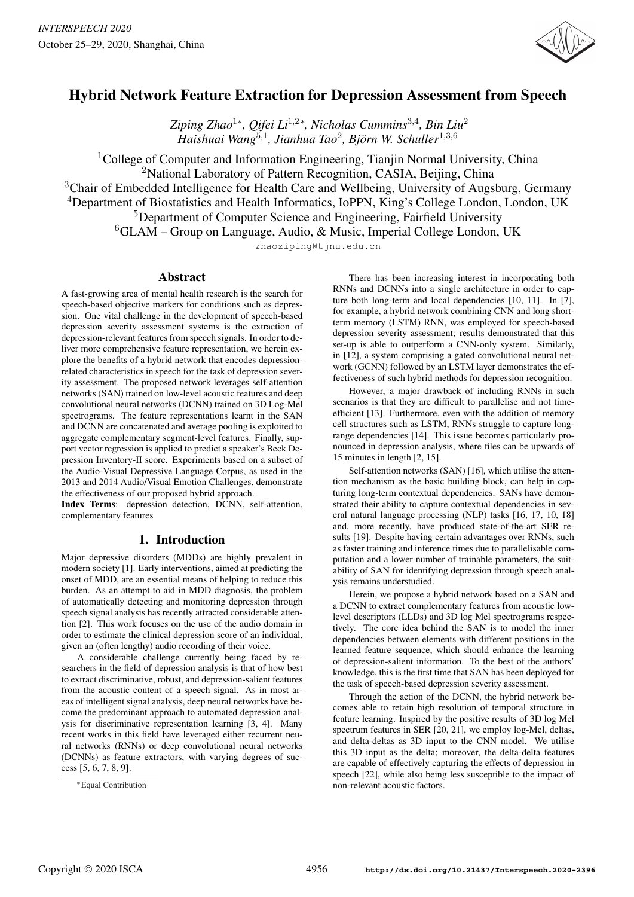# Hybrid Network Feature Extraction for Depression Assessment from Speech

*Ziping Zhao*[1*], *Qifei Li*[1,2*], *Nicholas Cummins*[3,4], *Bin Liu*[2]
*Haishuai Wang*[5,1], *Jianhua Tao*[2], *Björn W. Schuller*[1,3,6]

[1]College of Computer and Information Engineering, Tianjin Normal University, China
[2]National Laboratory of Pattern Recognition, CASIA, Beijing, China
[3]Chair of Embedded Intelligence for Health Care and Wellbeing, University of Augsburg, Germany
[4]Department of Biostatistics and Health Informatics, IoPPN, King's College London, London, UK
[5]Department of Computer Science and Engineering, Fairfield University
[6]GLAM – Group on Language, Audio, & Music, Imperial College London, UK

zhaoziping@tjnu.edu.cn

## Abstract

A fast-growing area of mental health research is the search for speech-based objective markers for conditions such as depression. One vital challenge in the development of speech-based depression severity assessment systems is the extraction of depression-relevant features from speech signals. In order to deliver more comprehensive feature representation, we herein explore the benefits of a hybrid network that encodes depression-related characteristics in speech for the task of depression severity assessment. The proposed network leverages self-attention networks (SAN) trained on low-level acoustic features and deep convolutional neural networks (DCNN) trained on 3D Log-Mel spectrograms. The feature representations learnt in the SAN and DCNN are concatenated and average pooling is exploited to aggregate complementary segment-level features. Finally, support vector regression is applied to predict a speaker's Beck Depression Inventory-II score. Experiments based on a subset of the Audio-Visual Depressive Language Corpus, as used in the 2013 and 2014 Audio/Visual Emotion Challenges, demonstrate the effectiveness of our proposed hybrid approach.

**Index Terms**: depression detection, DCNN, self-attention, complementary features

## 1. Introduction

Major depressive disorders (MDDs) are highly prevalent in modern society [1]. Early interventions, aimed at predicting the onset of MDD, are an essential means of helping to reduce this burden. As an attempt to aid in MDD diagnosis, the problem of automatically detecting and monitoring depression through speech signal analysis has recently attracted considerable attention [2]. This work focuses on the use of the audio domain in order to estimate the clinical depression score of an individual, given an (often lengthy) audio recording of their voice.

A considerable challenge currently being faced by researchers in the field of depression analysis is that of how best to extract discriminative, robust, and depression-salient features from the acoustic content of a speech signal. As in most areas of intelligent signal analysis, deep neural networks have become the predominant approach to automated depression analysis for discriminative representation learning [3, 4]. Many recent works in this field have leveraged either recurrent neural networks (RNNs) or deep convolutional neural networks (DCNNs) as feature extractors, with varying degrees of success [5, 6, 7, 8, 9].

*Equal Contribution

There has been increasing interest in incorporating both RNNs and DCNNs into a single architecture in order to capture both long-term and local dependencies [10, 11]. In [7], for example, a hybrid network combining CNN and long short-term memory (LSTM) RNN, was employed for speech-based depression severity assessment; results demonstrated that this set-up is able to outperform a CNN-only system. Similarly, in [12], a system comprising a gated convolutional neural network (GCNN) followed by an LSTM layer demonstrates the effectiveness of such hybrid methods for depression recognition.

However, a major drawback of including RNNs in such scenarios is that they are difficult to parallelise and not time-efficient [13]. Furthermore, even with the addition of memory cell structures such as LSTM, RNNs struggle to capture long-range dependencies [14]. This issue becomes particularly pronounced in depression analysis, where files can be upwards of 15 minutes in length [2, 15].

Self-attention networks (SAN) [16], which utilise the attention mechanism as the basic building block, can help in capturing long-term contextual dependencies. SANs have demonstrated their ability to capture contextual dependencies in several natural language processing (NLP) tasks [16, 17, 10, 18] and, more recently, have produced state-of-the-art SER results [19]. Despite having certain advantages over RNNs, such as faster training and inference times due to parallelisable computation and a lower number of trainable parameters, the suitability of SAN for identifying depression through speech analysis remains understudied.

Herein, we propose a hybrid network based on a SAN and a DCNN to extract complementary features from acoustic low-level descriptors (LLDs) and 3D log Mel spectrograms respectively. The core idea behind the SAN is to model the inner dependencies between elements with different positions in the learned feature sequence, which should enhance the learning of depression-salient information. To the best of the authors' knowledge, this is the first time that SAN has been deployed for the task of speech-based depression severity assessment.

Through the action of the DCNN, the hybrid network becomes able to retain high resolution of temporal structure in feature learning. Inspired by the positive results of 3D log Mel spectrum features in SER [20, 21], we employ log-Mel, deltas, and delta-deltas as 3D input to the CNN model. We utilise this 3D input as the delta; moreover, the delta-delta features are capable of effectively capturing the effects of depression in speech [22], while also being less susceptible to the impact of non-relevant acoustic factors.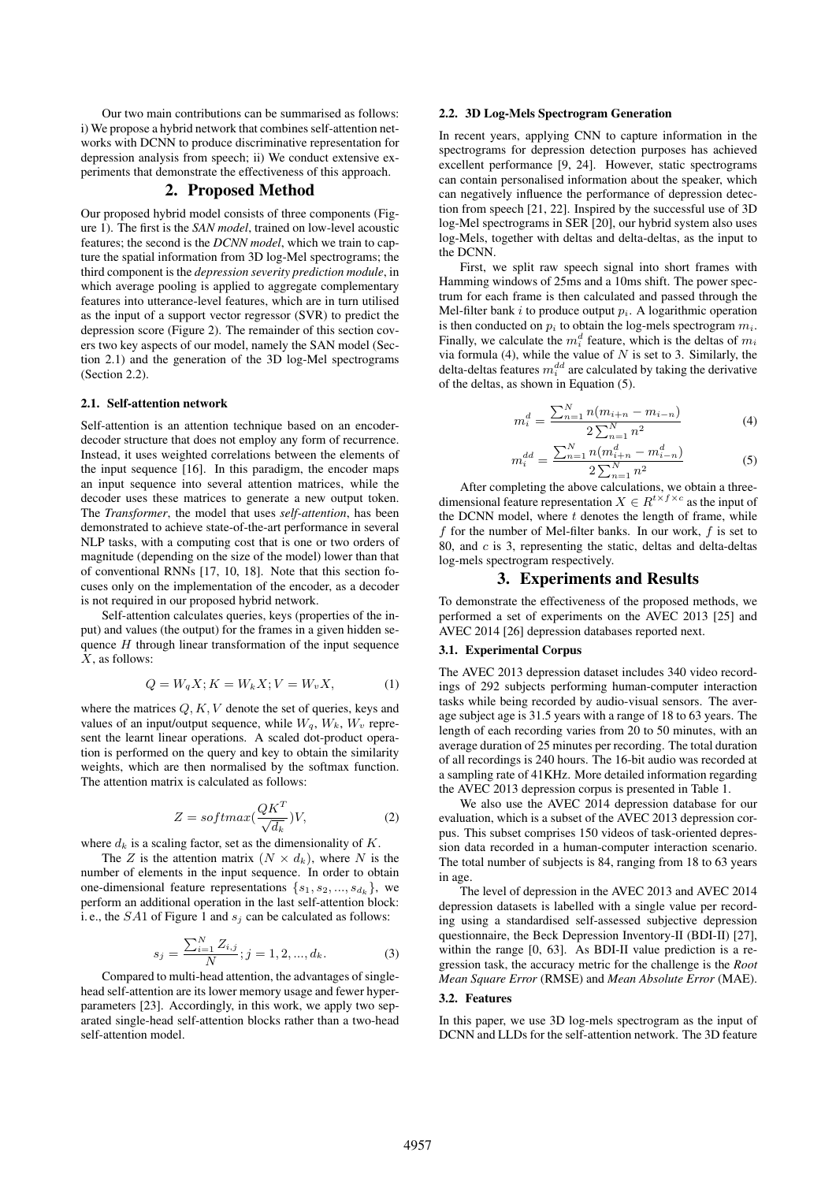Our two main contributions can be summarised as follows: i) We propose a hybrid network that combines self-attention networks with DCNN to produce discriminative representation for depression analysis from speech; ii) We conduct extensive experiments that demonstrate the effectiveness of this approach.

## 2. Proposed Method

Our proposed hybrid model consists of three components (Figure 1). The first is the *SAN model*, trained on low-level acoustic features; the second is the *DCNN model*, which we train to capture the spatial information from 3D log-Mel spectrograms; the third component is the *depression severity prediction module*, in which average pooling is applied to aggregate complementary features into utterance-level features, which are in turn utilised as the input of a support vector regressor (SVR) to predict the depression score (Figure 2). The remainder of this section covers two key aspects of our model, namely the SAN model (Section 2.1) and the generation of the 3D log-Mel spectrograms (Section 2.2).

### 2.1. Self-attention network

Self-attention is an attention technique based on an encoder-decoder structure that does not employ any form of recurrence. Instead, it uses weighted correlations between the elements of the input sequence [16]. In this paradigm, the encoder maps an input sequence into several attention matrices, while the decoder uses these matrices to generate a new output token. The *Transformer*, the model that uses *self-attention*, has been demonstrated to achieve state-of-the-art performance in several NLP tasks, with a computing cost that is one or two orders of magnitude (depending on the size of the model) lower than that of conventional RNNs [17, 10, 18]. Note that this section focuses only on the implementation of the encoder, as a decoder is not required in our proposed hybrid network.

Self-attention calculates queries, keys (properties of the input) and values (the output) for the frames in a given hidden sequence $H$ through linear transformation of the input sequence $X$, as follows:

$$Q = W_q X; K = W_k X; V = W_v X, \tag{1}$$

where the matrices $Q, K, V$ denote the set of queries, keys and values of an input/output sequence, while $W_q$, $W_k$, $W_v$ represent the learnt linear operations. A scaled dot-product operation is performed on the query and key to obtain the similarity weights, which are then normalised by the softmax function. The attention matrix is calculated as follows:

$$Z = softmax(\frac{QK^T}{\sqrt{d_k}})V, \tag{2}$$

where $d_k$ is a scaling factor, set as the dimensionality of $K$.

The $Z$ is the attention matrix ($N \times d_k$), where $N$ is the number of elements in the input sequence. In order to obtain one-dimensional feature representations $\{s_1, s_2, ..., s_{d_k}\}$, we perform an additional operation in the last self-attention block: i. e., the $SA1$ of Figure 1 and $s_j$ can be calculated as follows:

$$s_j = \frac{\sum_{i=1}^{N} Z_{i,j}}{N}; j = 1, 2, ..., d_k. \tag{3}$$

Compared to multi-head attention, the advantages of single-head self-attention are its lower memory usage and fewer hyperparameters [23]. Accordingly, in this work, we apply two separated single-head self-attention blocks rather than a two-head self-attention model.

### 2.2. 3D Log-Mels Spectrogram Generation

In recent years, applying CNN to capture information in the spectrograms for depression detection purposes has achieved excellent performance [9, 24]. However, static spectrograms can contain personalised information about the speaker, which can negatively influence the performance of depression detection from speech [21, 22]. Inspired by the successful use of 3D log-Mel spectrograms in SER [20], our hybrid system also uses log-Mels, together with deltas and delta-deltas, as the input to the DCNN.

First, we split raw speech signal into short frames with Hamming windows of 25ms and a 10ms shift. The power spectrum for each frame is then calculated and passed through the Mel-filter bank $i$ to produce output $p_i$. A logarithmic operation is then conducted on $p_i$ to obtain the log-mels spectrogram $m_i$. Finally, we calculate the $m_i^d$ feature, which is the deltas of $m_i$ via formula (4), while the value of $N$ is set to 3. Similarly, the delta-deltas features $m_i^{dd}$ are calculated by taking the derivative of the deltas, as shown in Equation (5).

$$m_i^d = \frac{\sum_{n=1}^{N} n(m_{i+n} - m_{i-n})}{2\sum_{n=1}^{N} n^2} \tag{4}$$

$$m_i^{dd} = \frac{\sum_{n=1}^{N} n(m_{i+n}^d - m_{i-n}^d)}{2\sum_{n=1}^{N} n^2} \tag{5}$$

After completing the above calculations, we obtain a three-dimensional feature representation $X \in R^{t \times f \times c}$ as the input of the DCNN model, where $t$ denotes the length of frame, while $f$ for the number of Mel-filter banks. In our work, $f$ is set to 80, and $c$ is 3, representing the static, deltas and delta-deltas log-mels spectrogram respectively.

## 3. Experiments and Results

To demonstrate the effectiveness of the proposed methods, we performed a set of experiments on the AVEC 2013 [25] and AVEC 2014 [26] depression databases reported next.

### 3.1. Experimental Corpus

The AVEC 2013 depression dataset includes 340 video recordings of 292 subjects performing human-computer interaction tasks while being recorded by audio-visual sensors. The average subject age is 31.5 years with a range of 18 to 63 years. The length of each recording varies from 20 to 50 minutes, with an average duration of 25 minutes per recording. The total duration of all recordings is 240 hours. The 16-bit audio was recorded at a sampling rate of 41KHz. More detailed information regarding the AVEC 2013 depression corpus is presented in Table 1.

We also use the AVEC 2014 depression database for our evaluation, which is a subset of the AVEC 2013 depression corpus. This subset comprises 150 videos of task-oriented depression data recorded in a human-computer interaction scenario. The total number of subjects is 84, ranging from 18 to 63 years in age.

The level of depression in the AVEC 2013 and AVEC 2014 depression datasets is labelled with a single value per recording using a standardised self-assessed subjective depression questionnaire, the Beck Depression Inventory-II (BDI-II) [27], within the range [0, 63]. As BDI-II value prediction is a regression task, the accuracy metric for the challenge is the *Root Mean Square Error* (RMSE) and *Mean Absolute Error* (MAE).

### 3.2. Features

In this paper, we use 3D log-mels spectrogram as the input of DCNN and LLDs for the self-attention network. The 3D feature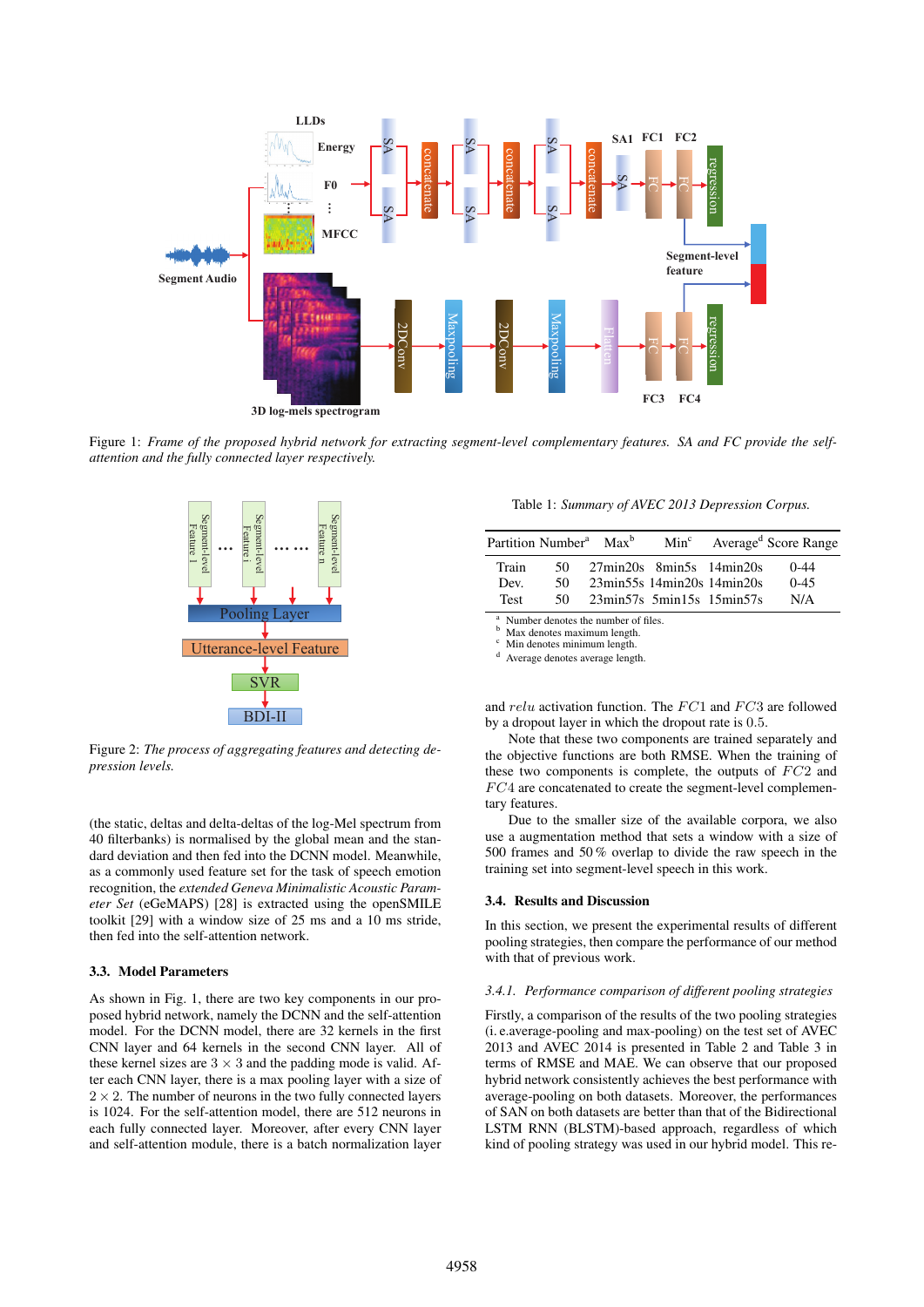Figure 1: *Frame of the proposed hybrid network for extracting segment-level complementary features. SA and FC provide the self-attention and the fully connected layer respectively.*

Figure 2: *The process of aggregating features and detecting depression levels.*

(the static, deltas and delta-deltas of the log-Mel spectrum from 40 filterbanks) is normalised by the global mean and the standard deviation and then fed into the DCNN model. Meanwhile, as a commonly used feature set for the task of speech emotion recognition, the *extended Geneva Minimalistic Acoustic Parameter Set* (eGeMAPS) [28] is extracted using the openSMILE toolkit [29] with a window size of 25 ms and a 10 ms stride, then fed into the self-attention network.

### 3.3. Model Parameters

As shown in Fig. 1, there are two key components in our proposed hybrid network, namely the DCNN and the self-attention model. For the DCNN model, there are 32 kernels in the first CNN layer and 64 kernels in the second CNN layer. All of these kernel sizes are $3 \times 3$ and the padding mode is valid. After each CNN layer, there is a max pooling layer with a size of $2 \times 2$. The number of neurons in the two fully connected layers is 1024. For the self-attention model, there are 512 neurons in each fully connected layer. Moreover, after every CNN layer and self-attention module, there is a batch normalization layer and $relu$ activation function. The $FC1$ and $FC3$ are followed by a dropout layer in which the dropout rate is $0.5$.

Note that these two components are trained separately and the objective functions are both RMSE. When the training of these two components is complete, the outputs of $FC2$ and $FC4$ are concatenated to create the segment-level complementary features.

Due to the smaller size of the available corpora, we also use a augmentation method that sets a window with a size of 500 frames and 50 % overlap to divide the raw speech in the training set into segment-level speech in this work.

Table 1: *Summary of AVEC 2013 Depression Corpus.*

| Partition | Number[a] | Max[b] | Min[c] | Average[d] | Score Range |
|---|---|---|---|---|---|
| Train | 50 | 27min20s | 8min5s | 14min20s | 0-44 |
| Dev. | 50 | 23min55s | 14min20s | 14min20s | 0-45 |
| Test | 50 | 23min57s | 5min15s | 15min57s | N/A |

[a] Number denotes the number of files.
[b] Max denotes maximum length.
[c] Min denotes minimum length.
[d] Average denotes average length.

### 3.4. Results and Discussion

In this section, we present the experimental results of different pooling strategies, then compare the performance of our method with that of previous work.

#### 3.4.1. Performance comparison of different pooling strategies

Firstly, a comparison of the results of the two pooling strategies (i. e.average-pooling and max-pooling) on the test set of AVEC 2013 and AVEC 2014 is presented in Table 2 and Table 3 in terms of RMSE and MAE. We can observe that our proposed hybrid network consistently achieves the best performance with average-pooling on both datasets. Moreover, the performances of SAN on both datasets are better than that of the Bidirectional LSTM RNN (BLSTM)-based approach, regardless of which kind of pooling strategy was used in our hybrid model. This re-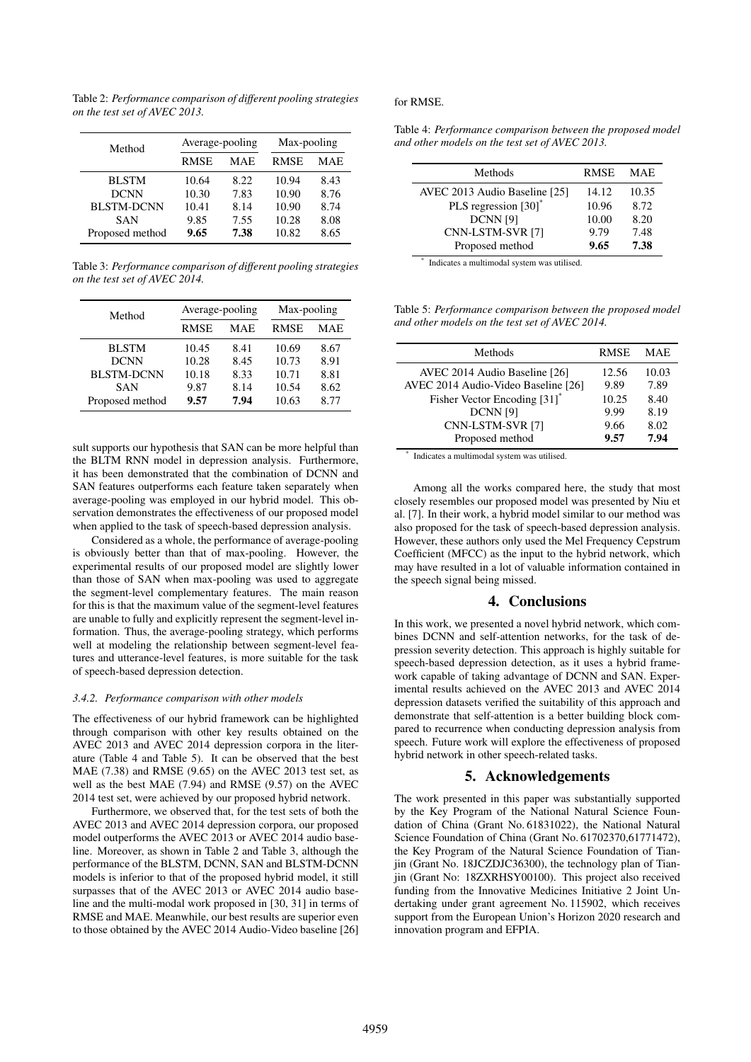Table 2: *Performance comparison of different pooling strategies on the test set of AVEC 2013.*

| Method | Average-pooling | | Max-pooling | |
|---|---|---|---|---|
| | RMSE | MAE | RMSE | MAE |
| BLSTM | 10.64 | 8.22 | 10.94 | 8.43 |
| DCNN | 10.30 | 7.83 | 10.90 | 8.76 |
| BLSTM-DCNN | 10.41 | 8.14 | 10.90 | 8.74 |
| SAN | 9.85 | 7.55 | 10.28 | 8.08 |
| Proposed method | **9.65** | **7.38** | 10.82 | 8.65 |

Table 3: *Performance comparison of different pooling strategies on the test set of AVEC 2014.*

| Method | Average-pooling | | Max-pooling | |
|---|---|---|---|---|
| | RMSE | MAE | RMSE | MAE |
| BLSTM | 10.45 | 8.41 | 10.69 | 8.67 |
| DCNN | 10.28 | 8.45 | 10.73 | 8.91 |
| BLSTM-DCNN | 10.18 | 8.33 | 10.71 | 8.81 |
| SAN | 9.87 | 8.14 | 10.54 | 8.62 |
| Proposed method | **9.57** | **7.94** | 10.63 | 8.77 |

sult supports our hypothesis that SAN can be more helpful than the BLTM RNN model in depression analysis. Furthermore, it has been demonstrated that the combination of DCNN and SAN features outperforms each feature taken separately when average-pooling was employed in our hybrid model. This observation demonstrates the effectiveness of our proposed model when applied to the task of speech-based depression analysis.

Considered as a whole, the performance of average-pooling is obviously better than that of max-pooling. However, the experimental results of our proposed model are slightly lower than those of SAN when max-pooling was used to aggregate the segment-level complementary features. The main reason for this is that the maximum value of the segment-level features are unable to fully and explicitly represent the segment-level information. Thus, the average-pooling strategy, which performs well at modeling the relationship between segment-level features and utterance-level features, is more suitable for the task of speech-based depression detection.

### 3.4.2. Performance comparison with other models

The effectiveness of our hybrid framework can be highlighted through comparison with other key results obtained on the AVEC 2013 and AVEC 2014 depression corpora in the literature (Table 4 and Table 5). It can be observed that the best MAE (7.38) and RMSE (9.65) on the AVEC 2013 test set, as well as the best MAE (7.94) and RMSE (9.57) on the AVEC 2014 test set, were achieved by our proposed hybrid network.

Furthermore, we observed that, for the test sets of both the AVEC 2013 and AVEC 2014 depression corpora, our proposed model outperforms the AVEC 2013 or AVEC 2014 audio baseline. Moreover, as shown in Table 2 and Table 3, although the performance of the BLSTM, DCNN, SAN and BLSTM-DCNN models is inferior to that of the proposed hybrid model, it still surpasses that of the AVEC 2013 or AVEC 2014 audio baseline and the multi-modal work proposed in [30, 31] in terms of RMSE and MAE. Meanwhile, our best results are superior even to those obtained by the AVEC 2014 Audio-Video baseline [26] for RMSE.

Table 4: *Performance comparison between the proposed model and other models on the test set of AVEC 2013.*

| Methods | RMSE | MAE |
|---|---|---|
| AVEC 2013 Audio Baseline [25] | 14.12 | 10.35 |
| PLS regression [30]* | 10.96 | 8.72 |
| DCNN [9] | 10.00 | 8.20 |
| CNN-LSTM-SVR [7] | 9.79 | 7.48 |
| Proposed method | **9.65** | **7.38** |

\* Indicates a multimodal system was utilised.

Table 5: *Performance comparison between the proposed model and other models on the test set of AVEC 2014.*

| Methods | RMSE | MAE |
|---|---|---|
| AVEC 2014 Audio Baseline [26] | 12.56 | 10.03 |
| AVEC 2014 Audio-Video Baseline [26] | 9.89 | 7.89 |
| Fisher Vector Encoding [31]* | 10.25 | 8.40 |
| DCNN [9] | 9.99 | 8.19 |
| CNN-LSTM-SVR [7] | 9.66 | 8.02 |
| Proposed method | **9.57** | **7.94** |

\* Indicates a multimodal system was utilised.

Among all the works compared here, the study that most closely resembles our proposed model was presented by Niu et al. [7]. In their work, a hybrid model similar to our method was also proposed for the task of speech-based depression analysis. However, these authors only used the Mel Frequency Cepstrum Coefficient (MFCC) as the input to the hybrid network, which may have resulted in a lot of valuable information contained in the speech signal being missed.

## 4. Conclusions

In this work, we presented a novel hybrid network, which combines DCNN and self-attention networks, for the task of depression severity detection. This approach is highly suitable for speech-based depression detection, as it uses a hybrid framework capable of taking advantage of DCNN and SAN. Experimental results achieved on the AVEC 2013 and AVEC 2014 depression datasets verified the suitability of this approach and demonstrate that self-attention is a better building block compared to recurrence when conducting depression analysis from speech. Future work will explore the effectiveness of proposed hybrid network in other speech-related tasks.

## 5. Acknowledgements

The work presented in this paper was substantially supported by the Key Program of the National Natural Science Foundation of China (Grant No. 61831022), the National Natural Science Foundation of China (Grant No. 61702370,61771472), the Key Program of the Natural Science Foundation of Tianjin (Grant No. 18JCZDJC36300), the technology plan of Tianjin (Grant No: 18ZXRHSY00100). This project also received funding from the Innovative Medicines Initiative 2 Joint Undertaking under grant agreement No. 115902, which receives support from the European Union's Horizon 2020 research and innovation program and EFPIA.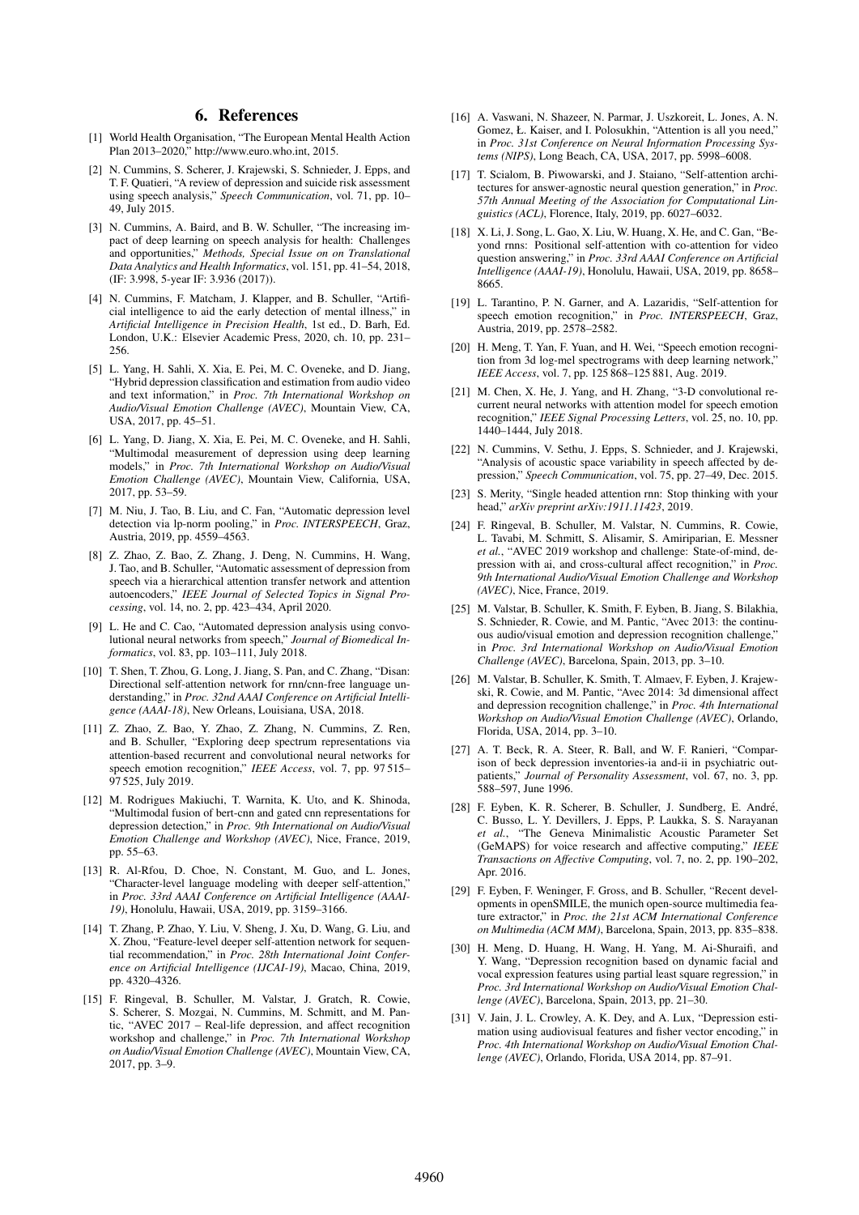## 6. References

[1] World Health Organisation, "The European Mental Health Action Plan 2013–2020," http://www.euro.who.int, 2015.

[2] N. Cummins, S. Scherer, J. Krajewski, S. Schnieder, J. Epps, and T. F. Quatieri, "A review of depression and suicide risk assessment using speech analysis," *Speech Communication*, vol. 71, pp. 10–49, July 2015.

[3] N. Cummins, A. Baird, and B. W. Schuller, "The increasing impact of deep learning on speech analysis for health: Challenges and opportunities," *Methods, Special Issue on on Translational Data Analytics and Health Informatics*, vol. 151, pp. 41–54, 2018, (IF: 3.998, 5-year IF: 3.936 (2017)).

[4] N. Cummins, F. Matcham, J. Klapper, and B. Schuller, "Artificial intelligence to aid the early detection of mental illness," in *Artificial Intelligence in Precision Health*, 1st ed., D. Barh, Ed. London, U.K.: Elsevier Academic Press, 2020, ch. 10, pp. 231–256.

[5] L. Yang, H. Sahli, X. Xia, E. Pei, M. C. Oveneke, and D. Jiang, "Hybrid depression classification and estimation from audio video and text information," in *Proc. 7th International Workshop on Audio/Visual Emotion Challenge (AVEC)*, Mountain View, CA, USA, 2017, pp. 45–51.

[6] L. Yang, D. Jiang, X. Xia, E. Pei, M. C. Oveneke, and H. Sahli, "Multimodal measurement of depression using deep learning models," in *Proc. 7th International Workshop on Audio/Visual Emotion Challenge (AVEC)*, Mountain View, California, USA, 2017, pp. 53–59.

[7] M. Niu, J. Tao, B. Liu, and C. Fan, "Automatic depression level detection via lp-norm pooling," in *Proc. INTERSPEECH*, Graz, Austria, 2019, pp. 4559–4563.

[8] Z. Zhao, Z. Bao, Z. Zhang, J. Deng, N. Cummins, H. Wang, J. Tao, and B. Schuller, "Automatic assessment of depression from speech via a hierarchical attention transfer network and attention autoencoders," *IEEE Journal of Selected Topics in Signal Processing*, vol. 14, no. 2, pp. 423–434, April 2020.

[9] L. He and C. Cao, "Automated depression analysis using convolutional neural networks from speech," *Journal of Biomedical Informatics*, vol. 83, pp. 103–111, July 2018.

[10] T. Shen, T. Zhou, G. Long, J. Jiang, S. Pan, and C. Zhang, "Disan: Directional self-attention network for rnn/cnn-free language understanding," in *Proc. 32nd AAAI Conference on Artificial Intelligence (AAAI-18)*, New Orleans, Louisiana, USA, 2018.

[11] Z. Zhao, Z. Bao, Y. Zhao, Z. Zhang, N. Cummins, Z. Ren, and B. Schuller, "Exploring deep spectrum representations via attention-based recurrent and convolutional neural networks for speech emotion recognition," *IEEE Access*, vol. 7, pp. 97 515–97 525, July 2019.

[12] M. Rodrigues Makiuchi, T. Warnita, K. Uto, and K. Shinoda, "Multimodal fusion of bert-cnn and gated cnn representations for depression detection," in *Proc. 9th International on Audio/Visual Emotion Challenge and Workshop (AVEC)*, Nice, France, 2019, pp. 55–63.

[13] R. Al-Rfou, D. Choe, N. Constant, M. Guo, and L. Jones, "Character-level language modeling with deeper self-attention," in *Proc. 33rd AAAI Conference on Artificial Intelligence (AAAI-19)*, Honolulu, Hawaii, USA, 2019, pp. 3159–3166.

[14] T. Zhang, P. Zhao, Y. Liu, V. Sheng, J. Xu, D. Wang, G. Liu, and X. Zhou, "Feature-level deeper self-attention network for sequential recommendation," in *Proc. 28th International Joint Conference on Artificial Intelligence (IJCAI-19)*, Macao, China, 2019, pp. 4320–4326.

[15] F. Ringeval, B. Schuller, M. Valstar, J. Gratch, R. Cowie, S. Scherer, S. Mozgai, N. Cummins, M. Schmitt, and M. Pantic, "AVEC 2017 – Real-life depression, and affect recognition workshop and challenge," in *Proc. 7th International Workshop on Audio/Visual Emotion Challenge (AVEC)*, Mountain View, CA, USA, 2017, pp. 3–9.

[16] A. Vaswani, N. Shazeer, N. Parmar, J. Uszkoreit, L. Jones, A. N. Gomez, Ł. Kaiser, and I. Polosukhin, "Attention is all you need," in *Proc. 31st Conference on Neural Information Processing Systems (NIPS)*, Long Beach, CA, USA, 2017, pp. 5998–6008.

[17] T. Scialom, B. Piwowarski, and J. Staiano, "Self-attention architectures for answer-agnostic neural question generation," in *Proc. 57th Annual Meeting of the Association for Computational Linguistics (ACL)*, Florence, Italy, 2019, pp. 6027–6032.

[18] X. Li, J. Song, L. Gao, X. Liu, W. Huang, X. He, and C. Gan, "Beyond rnns: Positional self-attention with co-attention for video question answering," in *Proc. 33rd AAAI Conference on Artificial Intelligence (AAAI-19)*, Honolulu, Hawaii, USA, 2019, pp. 8658–8665.

[19] L. Tarantino, P. N. Garner, and A. Lazaridis, "Self-attention for speech emotion recognition," in *Proc. INTERSPEECH*, Graz, Austria, 2019, pp. 2578–2582.

[20] H. Meng, T. Yan, F. Yuan, and H. Wei, "Speech emotion recognition from 3d log-mel spectrograms with deep learning network," *IEEE Access*, vol. 7, pp. 125 868–125 881, Aug. 2019.

[21] M. Chen, X. He, J. Yang, and H. Zhang, "3-D convolutional recurrent neural networks with attention model for speech emotion recognition," *IEEE Signal Processing Letters*, vol. 25, no. 10, pp. 1440–1444, July 2018.

[22] N. Cummins, V. Sethu, J. Epps, S. Schnieder, and J. Krajewski, "Analysis of acoustic space variability in speech affected by depression," *Speech Communication*, vol. 75, pp. 27–49, Dec. 2015.

[23] S. Merity, "Single headed attention rnn: Stop thinking with your head," *arXiv preprint arXiv:1911.11423*, 2019.

[24] F. Ringeval, B. Schuller, M. Valstar, N. Cummins, R. Cowie, L. Tavabi, M. Schmitt, S. Alisamir, S. Amiriparian, E. Messner *et al.*, "AVEC 2019 workshop and challenge: State-of-mind, depression with ai, and cross-cultural affect recognition," in *Proc. 9th International Audio/Visual Emotion Challenge and Workshop (AVEC)*, Nice, France, 2019.

[25] M. Valstar, B. Schuller, K. Smith, F. Eyben, B. Jiang, S. Bilakhia, S. Schnieder, R. Cowie, and M. Pantic, "Avec 2013: the continuous audio/visual emotion and depression recognition challenge," in *Proc. 3rd International Workshop on Audio/Visual Emotion Challenge (AVEC)*, Barcelona, Spain, 2013, pp. 3–10.

[26] M. Valstar, B. Schuller, K. Smith, T. Almaev, F. Eyben, J. Krajewski, R. Cowie, and M. Pantic, "Avec 2014: 3d dimensional affect and depression recognition challenge," in *Proc. 4th International Workshop on Audio/Visual Emotion Challenge (AVEC)*, Orlando, Florida, USA, 2014, pp. 3–10.

[27] A. T. Beck, R. A. Steer, R. Ball, and W. F. Ranieri, "Comparison of beck depression inventories-ia and-ii in psychiatric outpatients," *Journal of Personality Assessment*, vol. 67, no. 3, pp. 588–597, June 1996.

[28] F. Eyben, K. R. Scherer, B. Schuller, J. Sundberg, E. André, C. Busso, L. Y. Devillers, J. Epps, P. Laukka, S. S. Narayanan *et al.*, "The Geneva Minimalistic Acoustic Parameter Set (GeMAPS) for voice research and affective computing," *IEEE Transactions on Affective Computing*, vol. 7, no. 2, pp. 190–202, Apr. 2016.

[29] F. Eyben, F. Weninger, F. Gross, and B. Schuller, "Recent developments in openSMILE, the munich open-source multimedia feature extractor," in *Proc. the 21st ACM International Conference on Multimedia (ACM MM)*, Barcelona, Spain, 2013, pp. 835–838.

[30] H. Meng, D. Huang, H. Wang, H. Yang, M. Ai-Shuraifi, and Y. Wang, "Depression recognition based on dynamic facial and vocal expression features using partial least square regression," in *Proc. 3rd International Workshop on Audio/Visual Emotion Challenge (AVEC)*, Barcelona, Spain, 2013, pp. 21–30.

[31] V. Jain, J. L. Crowley, A. K. Dey, and A. Lux, "Depression estimation using audiovisual features and fisher vector encoding," in *Proc. 4th International Workshop on Audio/Visual Emotion Challenge (AVEC)*, Orlando, Florida, USA 2014, pp. 87–91.